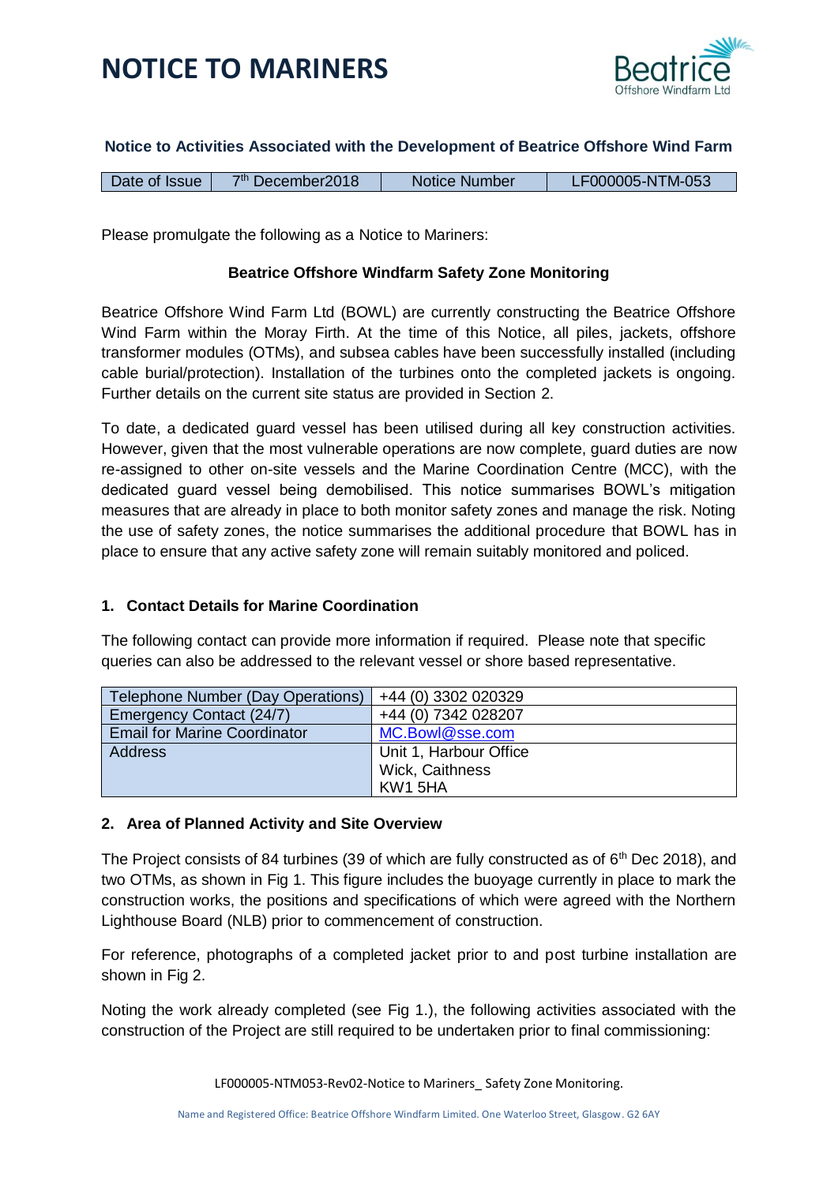# NOTICE TO MARINERS

**Notice to Activities Associated with the Development of Beatrice Offshore Wind Farm**

| Date of Issue | 7th December2018 | Notice Number | LF000005-NTM-053 |
|---|---|---|---|

Please promulgate the following as a Notice to Mariners:

**Beatrice Offshore Windfarm Safety Zone Monitoring**

Beatrice Offshore Wind Farm Ltd (BOWL) are currently constructing the Beatrice Offshore Wind Farm within the Moray Firth. At the time of this Notice, all piles, jackets, offshore transformer modules (OTMs), and subsea cables have been successfully installed (including cable burial/protection). Installation of the turbines onto the completed jackets is ongoing. Further details on the current site status are provided in Section 2.

To date, a dedicated guard vessel has been utilised during all key construction activities. However, given that the most vulnerable operations are now complete, guard duties are now re-assigned to other on-site vessels and the Marine Coordination Centre (MCC), with the dedicated guard vessel being demobilised. This notice summarises BOWL's mitigation measures that are already in place to both monitor safety zones and manage the risk. Noting the use of safety zones, the notice summarises the additional procedure that BOWL has in place to ensure that any active safety zone will remain suitably monitored and policed.

## 1. Contact Details for Marine Coordination

The following contact can provide more information if required. Please note that specific queries can also be addressed to the relevant vessel or shore based representative.

| | |
|---|---|
| Telephone Number (Day Operations) | +44 (0) 3302 020329 |
| Emergency Contact (24/7) | +44 (0) 7342 028207 |
| Email for Marine Coordinator | MC.Bowl@sse.com |
| Address | Unit 1, Harbour Office<br>Wick, Caithness<br>KW1 5HA |

## 2. Area of Planned Activity and Site Overview

The Project consists of 84 turbines (39 of which are fully constructed as of 6th Dec 2018), and two OTMs, as shown in Fig 1. This figure includes the buoyage currently in place to mark the construction works, the positions and specifications of which were agreed with the Northern Lighthouse Board (NLB) prior to commencement of construction.

For reference, photographs of a completed jacket prior to and post turbine installation are shown in Fig 2.

Noting the work already completed (see Fig 1.), the following activities associated with the construction of the Project are still required to be undertaken prior to final commissioning: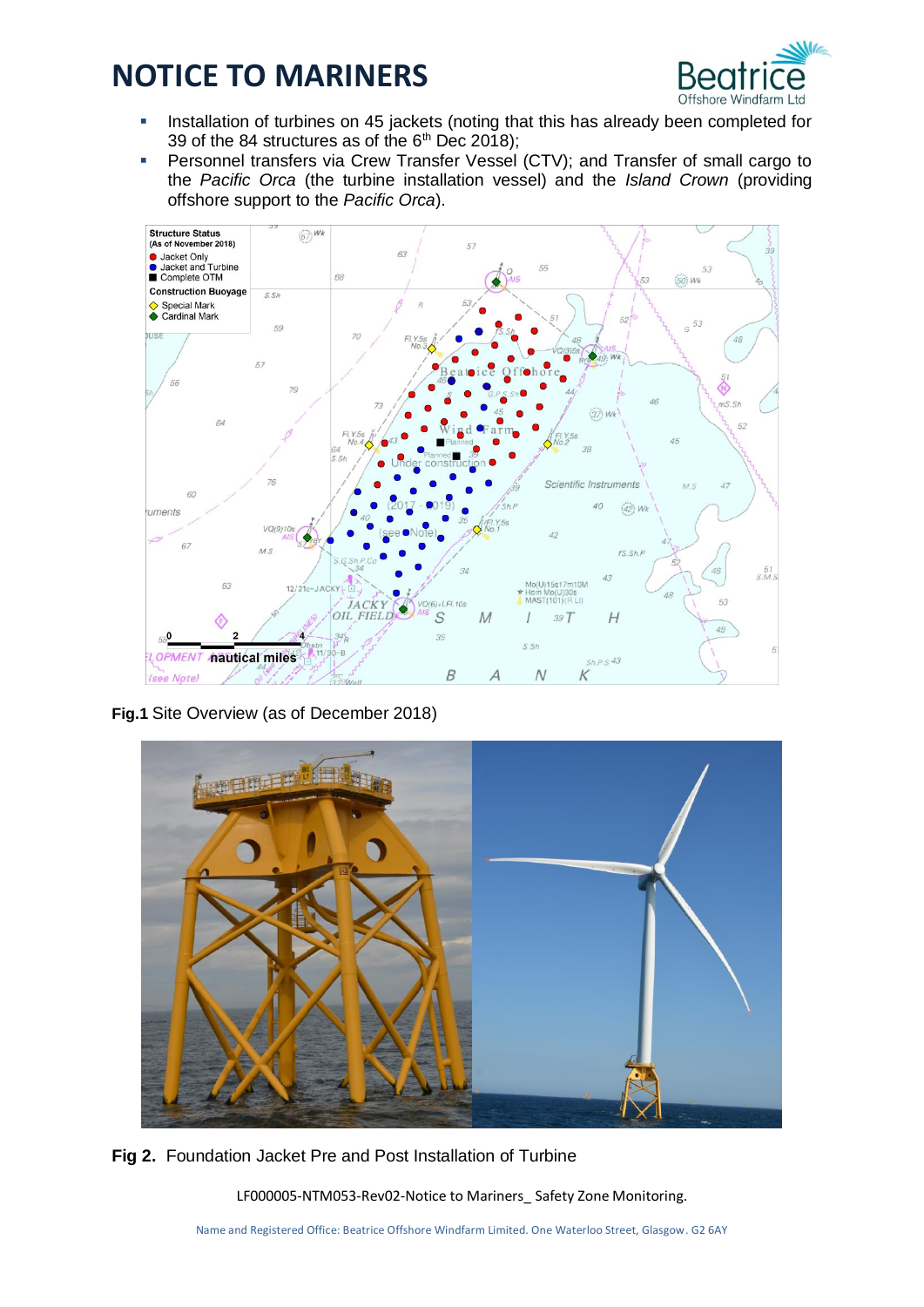# NOTICE TO MARINERS

- Installation of turbines on 45 jackets (noting that this has already been completed for 39 of the 84 structures as of the 6th Dec 2018);
- Personnel transfers via Crew Transfer Vessel (CTV); and Transfer of small cargo to the *Pacific Orca* (the turbine installation vessel) and the *Island Crown* (providing offshore support to the *Pacific Orca*).

**Fig.1** Site Overview (as of December 2018)

**Fig 2.** Foundation Jacket Pre and Post Installation of Turbine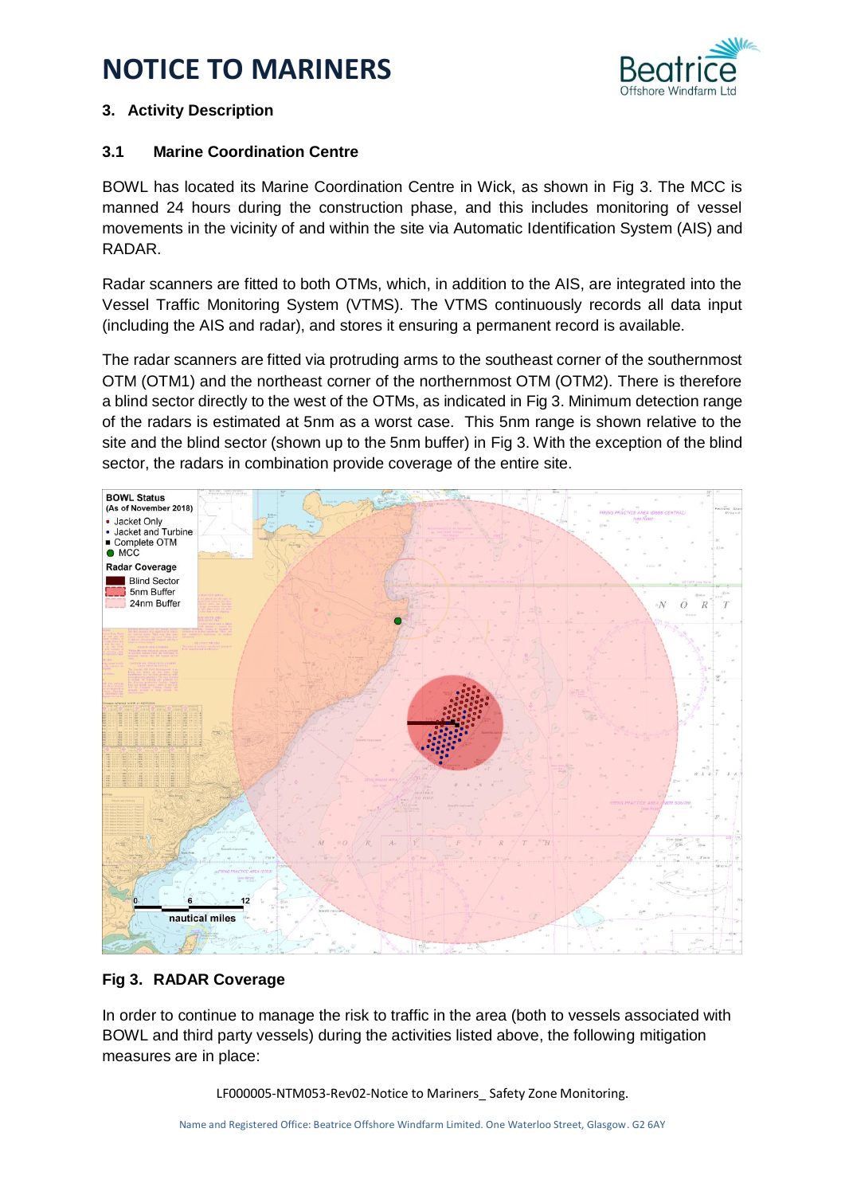# NOTICE TO MARINERS

## 3. Activity Description

### 3.1 Marine Coordination Centre

BOWL has located its Marine Coordination Centre in Wick, as shown in Fig 3. The MCC is manned 24 hours during the construction phase, and this includes monitoring of vessel movements in the vicinity of and within the site via Automatic Identification System (AIS) and RADAR.

Radar scanners are fitted to both OTMs, which, in addition to the AIS, are integrated into the Vessel Traffic Monitoring System (VTMS). The VTMS continuously records all data input (including the AIS and radar), and stores it ensuring a permanent record is available.

The radar scanners are fitted via protruding arms to the southeast corner of the southernmost OTM (OTM1) and the northeast corner of the northernmost OTM (OTM2). There is therefore a blind sector directly to the west of the OTMs, as indicated in Fig 3. Minimum detection range of the radars is estimated at 5nm as a worst case. This 5nm range is shown relative to the site and the blind sector (shown up to the 5nm buffer) in Fig 3. With the exception of the blind sector, the radars in combination provide coverage of the entire site.

**Fig 3. RADAR Coverage**

In order to continue to manage the risk to traffic in the area (both to vessels associated with BOWL and third party vessels) during the activities listed above, the following mitigation measures are in place: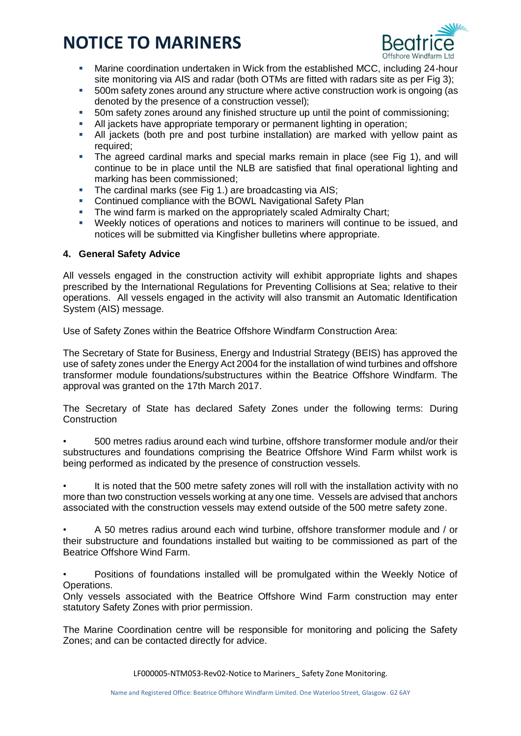- Marine coordination undertaken in Wick from the established MCC, including 24-hour site monitoring via AIS and radar (both OTMs are fitted with radars site as per Fig 3);
- 500m safety zones around any structure where active construction work is ongoing (as denoted by the presence of a construction vessel);
- 50m safety zones around any finished structure up until the point of commissioning;
- All jackets have appropriate temporary or permanent lighting in operation;
- All jackets (both pre and post turbine installation) are marked with yellow paint as required;
- The agreed cardinal marks and special marks remain in place (see Fig 1), and will continue to be in place until the NLB are satisfied that final operational lighting and marking has been commissioned;
- The cardinal marks (see Fig 1.) are broadcasting via AIS;
- Continued compliance with the BOWL Navigational Safety Plan
- The wind farm is marked on the appropriately scaled Admiralty Chart;
- Weekly notices of operations and notices to mariners will continue to be issued, and notices will be submitted via Kingfisher bulletins where appropriate.

### 4. General Safety Advice

All vessels engaged in the construction activity will exhibit appropriate lights and shapes prescribed by the International Regulations for Preventing Collisions at Sea; relative to their operations. All vessels engaged in the activity will also transmit an Automatic Identification System (AIS) message.

Use of Safety Zones within the Beatrice Offshore Windfarm Construction Area:

The Secretary of State for Business, Energy and Industrial Strategy (BEIS) has approved the use of safety zones under the Energy Act 2004 for the installation of wind turbines and offshore transformer module foundations/substructures within the Beatrice Offshore Windfarm. The approval was granted on the 17th March 2017.

The Secretary of State has declared Safety Zones under the following terms: During Construction

- 500 metres radius around each wind turbine, offshore transformer module and/or their substructures and foundations comprising the Beatrice Offshore Wind Farm whilst work is being performed as indicated by the presence of construction vessels.

- It is noted that the 500 metre safety zones will roll with the installation activity with no more than two construction vessels working at any one time. Vessels are advised that anchors associated with the construction vessels may extend outside of the 500 metre safety zone.

- A 50 metres radius around each wind turbine, offshore transformer module and / or their substructure and foundations installed but waiting to be commissioned as part of the Beatrice Offshore Wind Farm.

- Positions of foundations installed will be promulgated within the Weekly Notice of Operations.

Only vessels associated with the Beatrice Offshore Wind Farm construction may enter statutory Safety Zones with prior permission.

The Marine Coordination centre will be responsible for monitoring and policing the Safety Zones; and can be contacted directly for advice.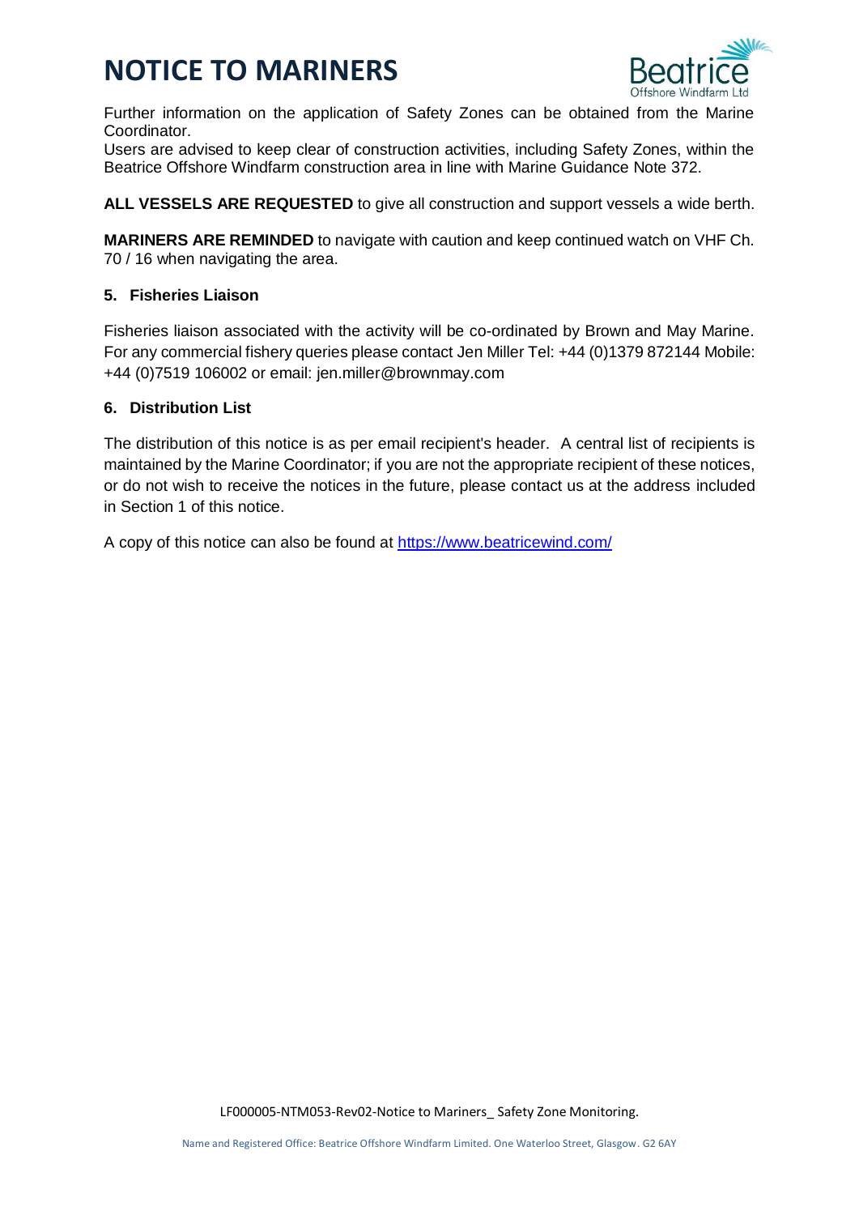Further information on the application of Safety Zones can be obtained from the Marine Coordinator.
Users are advised to keep clear of construction activities, including Safety Zones, within the Beatrice Offshore Windfarm construction area in line with Marine Guidance Note 372.

**ALL VESSELS ARE REQUESTED** to give all construction and support vessels a wide berth.

**MARINERS ARE REMINDED** to navigate with caution and keep continued watch on VHF Ch. 70 / 16 when navigating the area.

### 5. Fisheries Liaison

Fisheries liaison associated with the activity will be co-ordinated by Brown and May Marine. For any commercial fishery queries please contact Jen Miller Tel: +44 (0)1379 872144 Mobile: +44 (0)7519 106002 or email: jen.miller@brownmay.com

### 6. Distribution List

The distribution of this notice is as per email recipient's header. A central list of recipients is maintained by the Marine Coordinator; if you are not the appropriate recipient of these notices, or do not wish to receive the notices in the future, please contact us at the address included in Section 1 of this notice.

A copy of this notice can also be found at https://www.beatricewind.com/